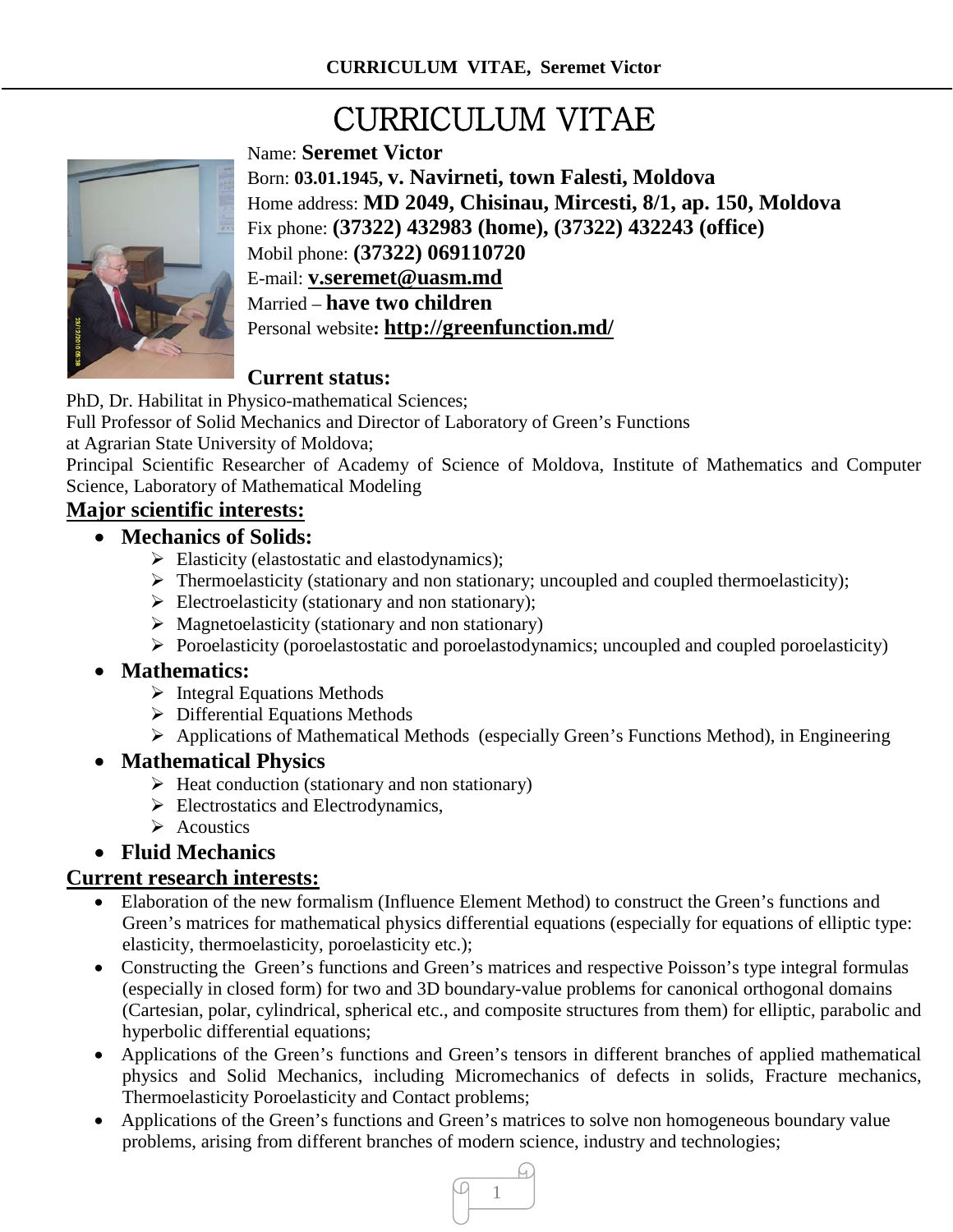# CURRICULUM VITAE

Name: **Seremet Victor**
Born: **03.01.1945, v. Navirneti, town Falesti, Moldova**
Home address: **MD 2049, Chisinau, Mircesti, 8/1, ap. 150, Moldova**
Fix phone: **(37322) 432983 (home), (37322) 432243 (office)**
Mobil phone: **(37322) 069110720**
E-mail: **v.seremet@uasm.md**
Married – **have two children**
Personal website**: http://greenfunction.md/**

**Current status:**

PhD, Dr. Habilitat in Physico-mathematical Sciences;
Full Professor of Solid Mechanics and Director of Laboratory of Green's Functions at Agrarian State University of Moldova;
Principal Scientific Researcher of Academy of Science of Moldova, Institute of Mathematics and Computer Science, Laboratory of Mathematical Modeling

## Major scientific interests:

- **Mechanics of Solids:**
  - Elasticity (elastostatic and elastodynamics);
  - Thermoelasticity (stationary and non stationary; uncoupled and coupled thermoelasticity);
  - Electroelasticity (stationary and non stationary);
  - Magnetoelasticity (stationary and non stationary)
  - Poroelasticity (poroelastostatic and poroelastodynamics; uncoupled and coupled poroelasticity)
- **Mathematics:**
  - Integral Equations Methods
  - Differential Equations Methods
  - Applications of Mathematical Methods (especially Green's Functions Method), in Engineering
- **Mathematical Physics**
  - Heat conduction (stationary and non stationary)
  - Electrostatics and Electrodynamics,
  - Acoustics
- **Fluid Mechanics**

## Current research interests:

- Elaboration of the new formalism (Influence Element Method) to construct the Green's functions and Green's matrices for mathematical physics differential equations (especially for equations of elliptic type: elasticity, thermoelasticity, poroelasticity etc.);
- Constructing the Green's functions and Green's matrices and respective Poisson's type integral formulas (especially in closed form) for two and 3D boundary-value problems for canonical orthogonal domains (Cartesian, polar, cylindrical, spherical etc., and composite structures from them) for elliptic, parabolic and hyperbolic differential equations;
- Applications of the Green's functions and Green's tensors in different branches of applied mathematical physics and Solid Mechanics, including Micromechanics of defects in solids, Fracture mechanics, Thermoelasticity Poroelasticity and Contact problems;
- Applications of the Green's functions and Green's matrices to solve non homogeneous boundary value problems, arising from different branches of modern science, industry and technologies;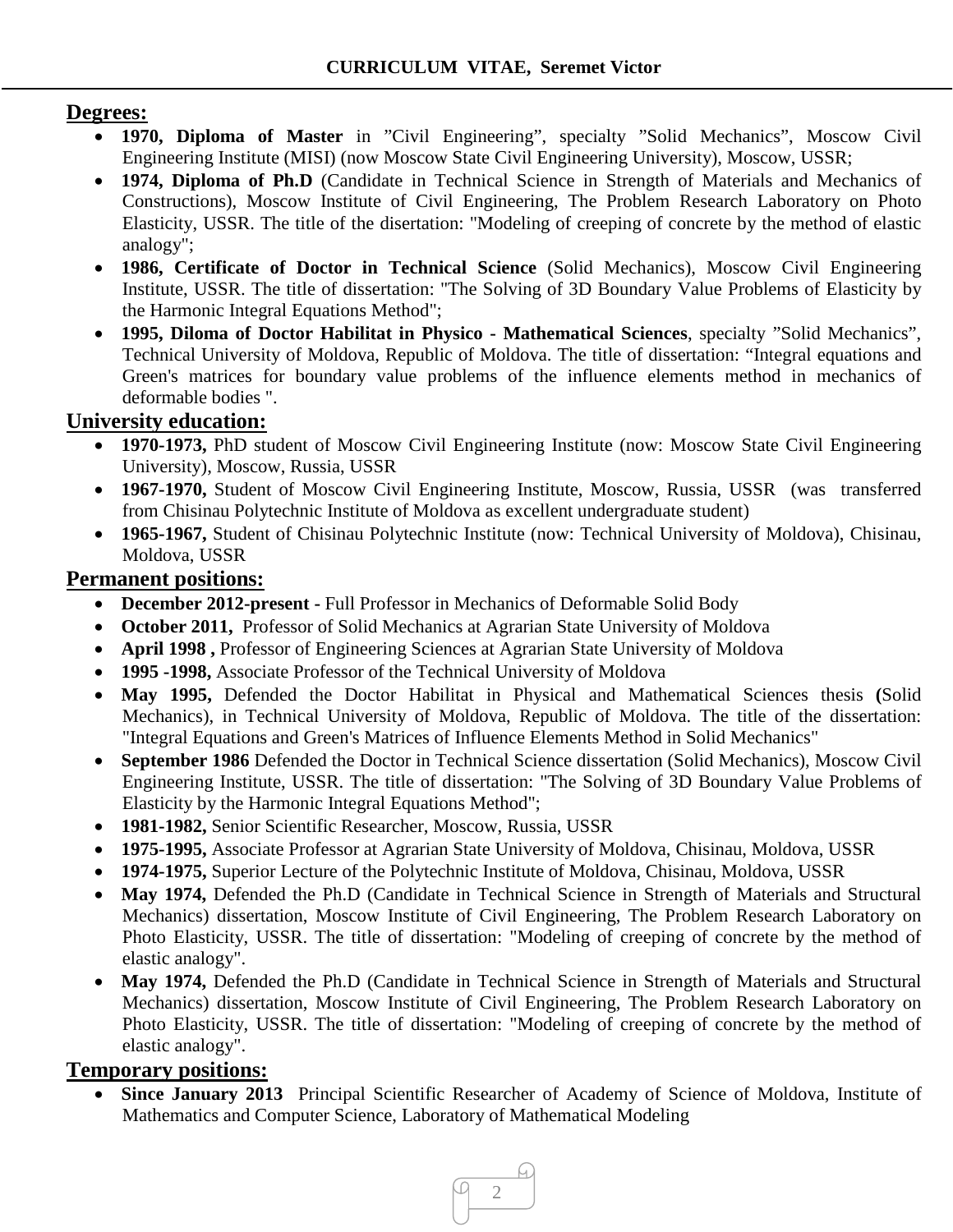## Degrees:

- **1970, Diploma of Master** in ”Civil Engineering”, specialty ”Solid Mechanics”, Moscow Civil Engineering Institute (MISI) (now Moscow State Civil Engineering University), Moscow, USSR;
- **1974, Diploma of Ph.D** (Candidate in Technical Science in Strength of Materials and Mechanics of Constructions), Moscow Institute of Civil Engineering, The Problem Research Laboratory on Photo Elasticity, USSR. The title of the disertation: "Modeling of creeping of concrete by the method of elastic analogy";
- **1986, Certificate of Doctor in Technical Science** (Solid Mechanics), Moscow Civil Engineering Institute, USSR. The title of dissertation: "The Solving of 3D Boundary Value Problems of Elasticity by the Harmonic Integral Equations Method";
- **1995, Diloma of Doctor Habilitat in Physico - Mathematical Sciences**, specialty ”Solid Mechanics”, Technical University of Moldova, Republic of Moldova. The title of dissertation: “Integral equations and Green's matrices for boundary value problems of the influence elements method in mechanics of deformable bodies ".

## University education:

- **1970-1973,** PhD student of Moscow Civil Engineering Institute (now: Moscow State Civil Engineering University), Moscow, Russia, USSR
- **1967-1970,** Student of Moscow Civil Engineering Institute, Moscow, Russia, USSR (was transferred from Chisinau Polytechnic Institute of Moldova as excellent undergraduate student)
- **1965-1967,** Student of Chisinau Polytechnic Institute (now: Technical University of Moldova), Chisinau, Moldova, USSR

## Permanent positions:

- **December 2012-present -** Full Professor in Mechanics of Deformable Solid Body
- **October 2011,** Professor of Solid Mechanics at Agrarian State University of Moldova
- **April 1998 ,** Professor of Engineering Sciences at Agrarian State University of Moldova
- **1995 -1998,** Associate Professor of the Technical University of Moldova
- **May 1995,** Defended the Doctor Habilitat in Physical and Mathematical Sciences thesis **(**Solid Mechanics), in Technical University of Moldova, Republic of Moldova. The title of the dissertation: "Integral Equations and Green's Matrices of Influence Elements Method in Solid Mechanics"
- **September 1986** Defended the Doctor in Technical Science dissertation (Solid Mechanics), Moscow Civil Engineering Institute, USSR. The title of dissertation: "The Solving of 3D Boundary Value Problems of Elasticity by the Harmonic Integral Equations Method";
- **1981-1982,** Senior Scientific Researcher, Moscow, Russia, USSR
- **1975-1995,** Associate Professor at Agrarian State University of Moldova, Chisinau, Moldova, USSR
- **1974-1975,** Superior Lecture of the Polytechnic Institute of Moldova, Chisinau, Moldova, USSR
- **May 1974,** Defended the Ph.D (Candidate in Technical Science in Strength of Materials and Structural Mechanics) dissertation, Moscow Institute of Civil Engineering, The Problem Research Laboratory on Photo Elasticity, USSR. The title of dissertation: "Modeling of creeping of concrete by the method of elastic analogy".
- **May 1974,** Defended the Ph.D (Candidate in Technical Science in Strength of Materials and Structural Mechanics) dissertation, Moscow Institute of Civil Engineering, The Problem Research Laboratory on Photo Elasticity, USSR. The title of dissertation: "Modeling of creeping of concrete by the method of elastic analogy".

## Temporary positions:

- **Since January 2013** Principal Scientific Researcher of Academy of Science of Moldova, Institute of Mathematics and Computer Science, Laboratory of Mathematical Modeling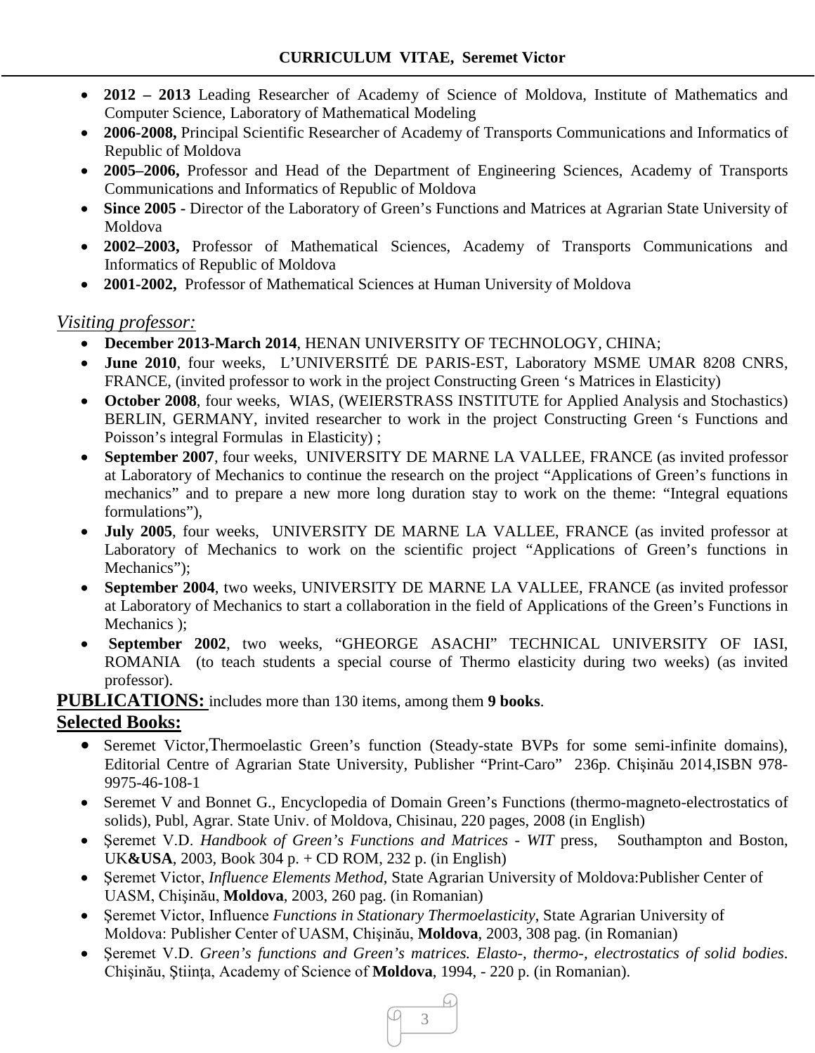- **2012 – 2013** Leading Researcher of Academy of Science of Moldova, Institute of Mathematics and Computer Science, Laboratory of Mathematical Modeling
- **2006-2008,** Principal Scientific Researcher of Academy of Transports Communications and Informatics of Republic of Moldova
- **2005–2006,** Professor and Head of the Department of Engineering Sciences, Academy of Transports Communications and Informatics of Republic of Moldova
- **Since 2005 -** Director of the Laboratory of Green's Functions and Matrices at Agrarian State University of Moldova
- **2002–2003,** Professor of Mathematical Sciences, Academy of Transports Communications and Informatics of Republic of Moldova
- **2001-2002,** Professor of Mathematical Sciences at Human University of Moldova

*Visiting professor:*

- **December 2013-March 2014**, HENAN UNIVERSITY OF TECHNOLOGY, CHINA;
- **June 2010**, four weeks, L'UNIVERSITÉ DE PARIS-EST, Laboratory MSME UMAR 8208 CNRS, FRANCE, (invited professor to work in the project Constructing Green 's Matrices in Elasticity)
- **October 2008**, four weeks, WIAS, (WEIERSTRASS INSTITUTE for Applied Analysis and Stochastics) BERLIN, GERMANY, invited researcher to work in the project Constructing Green 's Functions and Poisson's integral Formulas in Elasticity) ;
- **September 2007**, four weeks, UNIVERSITY DE MARNE LA VALLEE, FRANCE (as invited professor at Laboratory of Mechanics to continue the research on the project "Applications of Green's functions in mechanics" and to prepare a new more long duration stay to work on the theme: "Integral equations formulations"),
- **July 2005**, four weeks, UNIVERSITY DE MARNE LA VALLEE, FRANCE (as invited professor at Laboratory of Mechanics to work on the scientific project "Applications of Green's functions in Mechanics");
- **September 2004**, two weeks, UNIVERSITY DE MARNE LA VALLEE, FRANCE (as invited professor at Laboratory of Mechanics to start a collaboration in the field of Applications of the Green's Functions in Mechanics );
- **September 2002**, two weeks, "GHEORGE ASACHI" TECHNICAL UNIVERSITY OF IASI, ROMANIA (to teach students a special course of Thermo elasticity during two weeks) (as invited professor).

**PUBLICATIONS:** includes more than 130 items, among them **9 books**.

## Selected Books:

- Seremet Victor, Thermoelastic Green's function (Steady-state BVPs for some semi-infinite domains), Editorial Centre of Agrarian State University, Publisher "Print-Caro" 236p. Chişinău 2014,ISBN 978-9975-46-108-1
- Seremet V and Bonnet G., Encyclopedia of Domain Green's Functions (thermo-magneto-electrostatics of solids), Publ, Agrar. State Univ. of Moldova, Chisinau, 220 pages, 2008 (in English)
- Şeremet V.D. *Handbook of Green's Functions and Matrices - WIT* press, Southampton and Boston, UK**&USA**, 2003, Book 304 p. + CD ROM, 232 p. (in English)
- Şeremet Victor, *Influence Elements Method*, State Agrarian University of Moldova:Publisher Center of UASM, Chişinău, **Moldova**, 2003, 260 pag. (in Romanian)
- Şeremet Victor, Influence *Functions in Stationary Thermoelasticity*, State Agrarian University of Moldova: Publisher Center of UASM, Chişinău, **Moldova**, 2003, 308 pag. (in Romanian)
- Şeremet V.D. *Green's functions and Green's matrices. Elasto-, thermo-, electrostatics of solid bodies*. Chişinău, Ştiinţa, Academy of Science of **Moldova**, 1994, - 220 p. (in Romanian).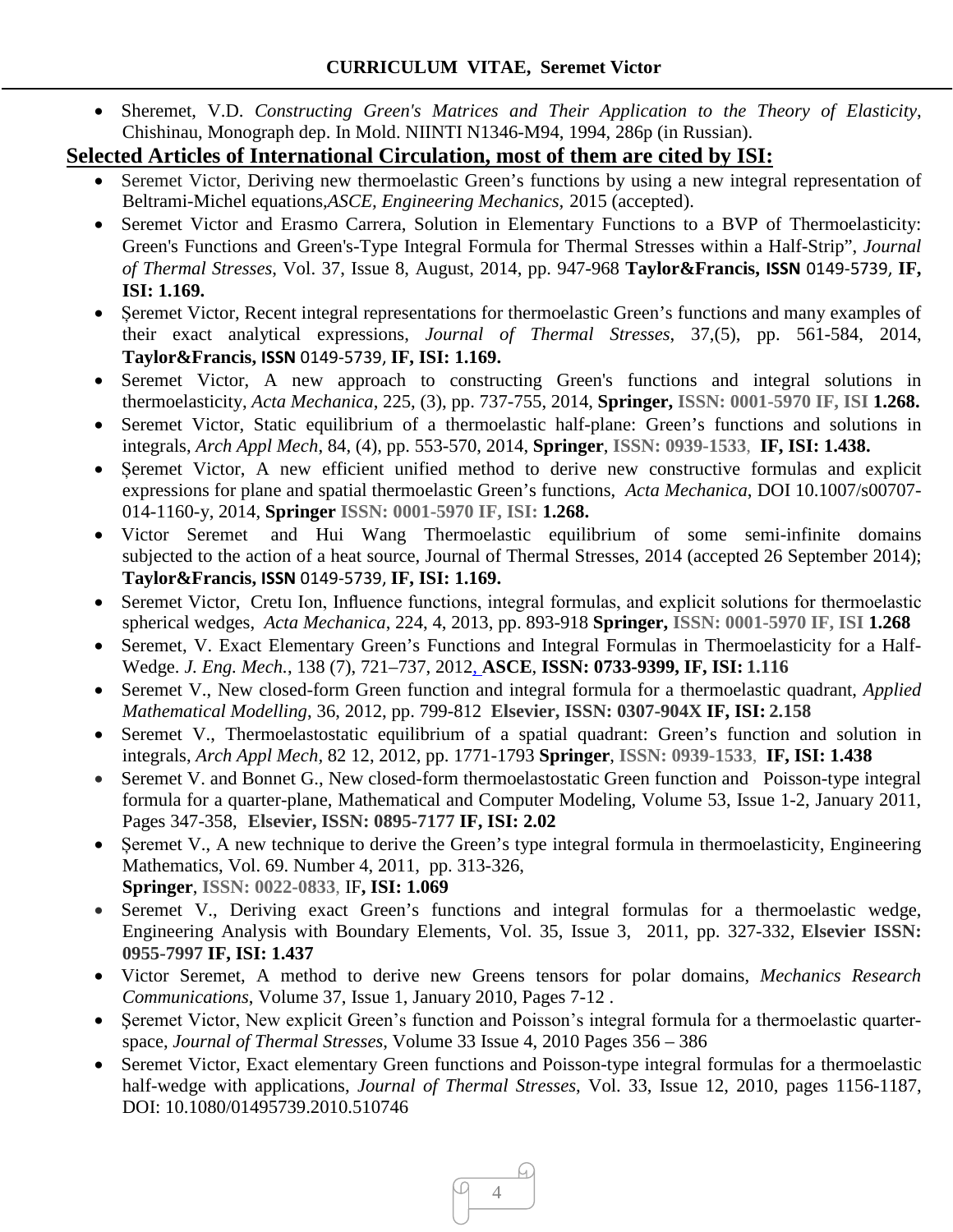- Sheremet, V.D. *Constructing Green's Matrices and Their Application to the Theory of Elasticity*, Chishinau, Monograph dep. In Mold. NIINTI N1346-M94, 1994, 286p (in Russian).

## Selected Articles of International Circulation, most of them are cited by ISI:

- Seremet Victor, Deriving new thermoelastic Green's functions by using a new integral representation of Beltrami-Michel equations,*ASCE, Engineering Mechanics*, 2015 (accepted).
- Seremet Victor and Erasmo Carrera, Solution in Elementary Functions to a BVP of Thermoelasticity: Green's Functions and Green's-Type Integral Formula for Thermal Stresses within a Half-Strip", *Journal of Thermal Stresses*, Vol. 37, Issue 8, August, 2014, pp. 947-968 **Taylor&Francis, ISSN** 0149-5739, **IF, ISI: 1.169.**
- Şeremet Victor, Recent integral representations for thermoelastic Green's functions and many examples of their exact analytical expressions, *Journal of Thermal Stresses*, 37,(5), pp. 561-584, 2014, **Taylor&Francis, ISSN** 0149-5739, **IF, ISI: 1.169.**
- Seremet Victor, A new approach to constructing Green's functions and integral solutions in thermoelasticity, *Acta Mechanica*, 225, (3), pp. 737-755, 2014, **Springer, ISSN: 0001-5970 IF, ISI 1.268.**
- Seremet Victor, Static equilibrium of a thermoelastic half-plane: Green's functions and solutions in integrals, *Arch Appl Mech*, 84, (4), pp. 553-570, 2014, **Springer**, **ISSN: 0939-1533**, **IF, ISI: 1.438.**
- Şeremet Victor, A new efficient unified method to derive new constructive formulas and explicit expressions for plane and spatial thermoelastic Green's functions, *Acta Mechanica*, DOI 10.1007/s00707-014-1160-y, 2014, **Springer ISSN: 0001-5970 IF, ISI: 1.268.**
- Victor Seremet and Hui Wang Thermoelastic equilibrium of some semi-infinite domains subjected to the action of a heat source, Journal of Thermal Stresses, 2014 (accepted 26 September 2014); **Taylor&Francis, ISSN** 0149-5739, **IF, ISI: 1.169.**
- Seremet Victor, Cretu Ion, Influence functions, integral formulas, and explicit solutions for thermoelastic spherical wedges, *Acta Mechanica*, 224, 4, 2013, pp. 893-918 **Springer, ISSN: 0001-5970 IF, ISI 1.268**
- Seremet, V. Exact Elementary Green's Functions and Integral Formulas in Thermoelasticity for a Half-Wedge. *J. Eng. Mech.*, 138 (7), 721–737, 2012, **ASCE**, **ISSN: 0733-9399, IF, ISI: 1.116**
- Seremet V., New closed-form Green function and integral formula for a thermoelastic quadrant, *Applied Mathematical Modelling*, 36, 2012, pp. 799-812 **Elsevier, ISSN: 0307-904X IF, ISI: 2.158**
- Seremet V., Thermoelastostatic equilibrium of a spatial quadrant: Green's function and solution in integrals, *Arch Appl Mech*, 82 12, 2012, pp. 1771-1793 **Springer**, **ISSN: 0939-1533**, **IF, ISI: 1.438**
- Seremet V. and Bonnet G., New closed-form thermoelastostatic Green function and Poisson-type integral formula for a quarter-plane, Mathematical and Computer Modeling, Volume 53, Issue 1-2, January 2011, Pages 347-358, **Elsevier, ISSN: 0895-7177 IF, ISI: 2.02**
- Şeremet V., A new technique to derive the Green's type integral formula in thermoelasticity, Engineering Mathematics, Vol. 69. Number 4, 2011, pp. 313-326,
  **Springer**, **ISSN: 0022-0833**, IF**, ISI: 1.069**
- Seremet V., Deriving exact Green's functions and integral formulas for a thermoelastic wedge, Engineering Analysis with Boundary Elements, Vol. 35, Issue 3, 2011, pp. 327-332, **Elsevier ISSN: 0955-7997 IF, ISI: 1.437**
- Victor Seremet, A method to derive new Greens tensors for polar domains, *Mechanics Research Communications*, Volume 37, Issue 1, January 2010, Pages 7-12 .
- Şeremet Victor, New explicit Green's function and Poisson's integral formula for a thermoelastic quarter-space, *Journal of Thermal Stresses*, Volume 33 Issue 4, 2010 Pages 356 – 386
- Seremet Victor, Exact elementary Green functions and Poisson-type integral formulas for a thermoelastic half-wedge with applications, *Journal of Thermal Stresses*, Vol. 33, Issue 12, 2010, pages 1156-1187, DOI: 10.1080/01495739.2010.510746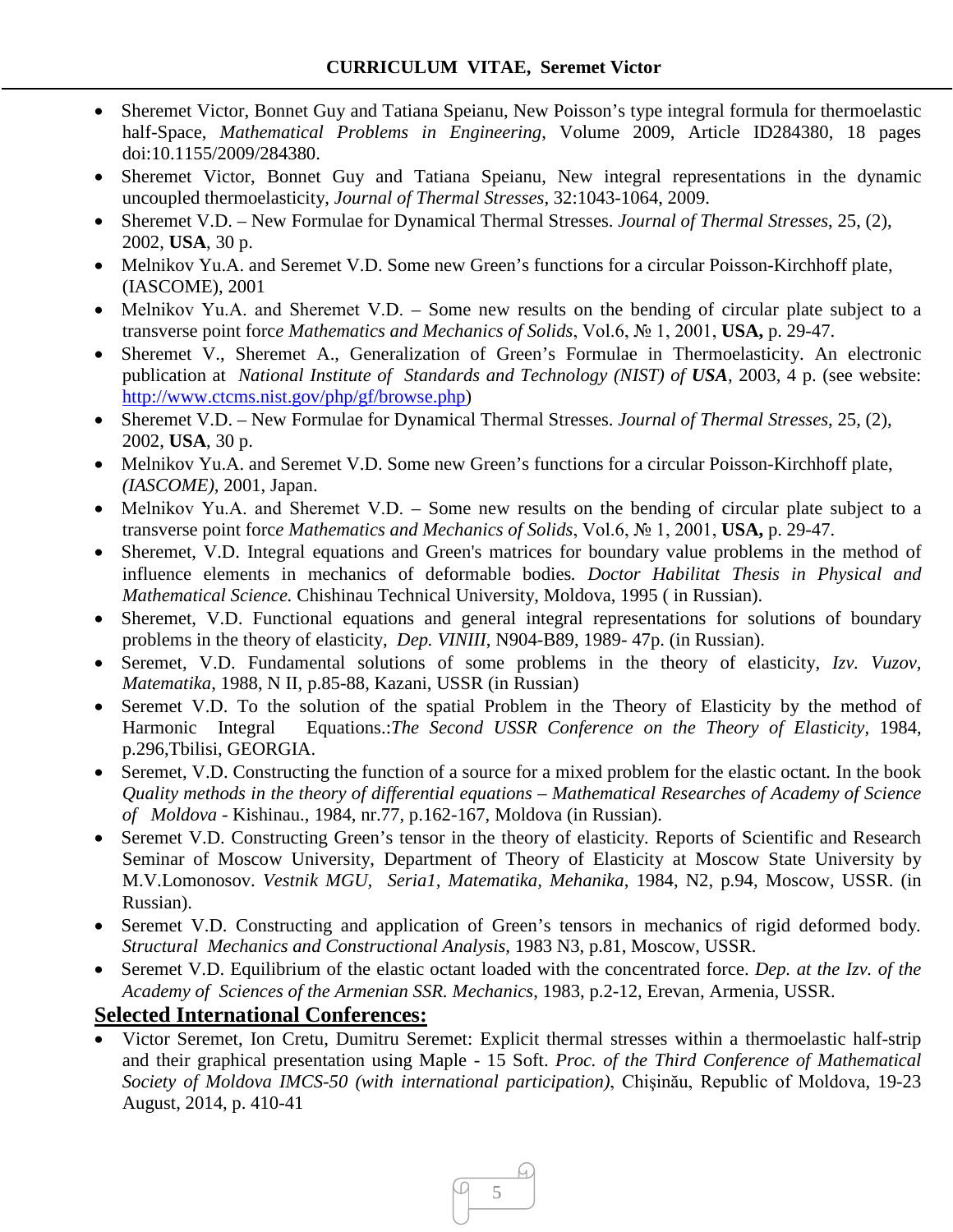- Sheremet Victor, Bonnet Guy and Tatiana Speianu, New Poisson's type integral formula for thermoelastic half-Space, *Mathematical Problems in Engineering*, Volume 2009, Article ID284380, 18 pages doi:10.1155/2009/284380.
- Sheremet Victor, Bonnet Guy and Tatiana Speianu, New integral representations in the dynamic uncoupled thermoelasticity, *Journal of Thermal Stresses*, 32:1043-1064, 2009.
- Sheremet V.D. – New Formulae for Dynamical Thermal Stresses. *Journal of Thermal Stresses*, 25, (2), 2002, **USA**, 30 p.
- Melnikov Yu.A. and Seremet V.D. Some new Green's functions for a circular Poisson-Kirchhoff plate, (IASCOME), 2001
- Melnikov Yu.A. and Sheremet V.D. – Some new results on the bending of circular plate subject to a transverse point forc*e Mathematics and Mechanics of Solids*, Vol.6, № 1, 2001, **USA,** p. 29-47.
- Sheremet V., Sheremet A., Generalization of Green's Formulae in Thermoelasticity. An electronic publication at *National Institute of Standards and Technology (NIST) of* ***USA***, 2003, 4 p. (see website: http://www.ctcms.nist.gov/php/gf/browse.php)
- Sheremet V.D. – New Formulae for Dynamical Thermal Stresses. *Journal of Thermal Stresses*, 25, (2), 2002, **USA**, 30 p.
- Melnikov Yu.A. and Seremet V.D. Some new Green's functions for a circular Poisson-Kirchhoff plate, *(IASCOME)*, 2001, Japan.
- Melnikov Yu.A. and Sheremet V.D. – Some new results on the bending of circular plate subject to a transverse point forc*e Mathematics and Mechanics of Solids*, Vol.6, № 1, 2001, **USA,** p. 29-47.
- Sheremet, V.D. Integral equations and Green's matrices for boundary value problems in the method of influence elements in mechanics of deformable bodies*. Doctor Habilitat Thesis in Physical and Mathematical Science.* Chishinau Technical University, Moldova, 1995 ( in Russian).
- Sheremet, V.D. Functional equations and general integral representations for solutions of boundary problems in the theory of elasticity, *Dep. VINIII*, N904-B89, 1989- 47p. (in Russian).
- Seremet, V.D. Fundamental solutions of some problems in the theory of elasticity, *Izv. Vuzov, Matematika*, 1988, N II, p.85-88, Kazani, USSR (in Russian)
- Seremet V.D. To the solution of the spatial Problem in the Theory of Elasticity by the method of Harmonic Integral Equations.:*The Second USSR Conference on the Theory of Elasticity*, 1984, p.296,Tbilisi, GEORGIA.
- Seremet, V.D. Constructing the function of a source for a mixed problem for the elastic octant*.* In the book *Quality methods in the theory of differential equations – Mathematical Researches of Academy of Science of Moldova* - Kishinau., 1984, nr.77, p.162-167, Moldova (in Russian).
- Seremet V.D. Constructing Green's tensor in the theory of elasticity. Reports of Scientific and Research Seminar of Moscow University, Department of Theory of Elasticity at Moscow State University by M.V.Lomonosov. *Vestnik MGU, Seria1, Matematika, Mehanika*, 1984, N2, p.94, Moscow, USSR. (in Russian).
- Seremet V.D. Constructing and application of Green's tensors in mechanics of rigid deformed body. *Structural Mechanics and Constructional Analysis*, 1983 N3, p.81, Moscow, USSR.
- Seremet V.D. Equilibrium of the elastic octant loaded with the concentrated force. *Dep. at the Izv. of the Academy of Sciences of the Armenian SSR. Mechanics*, 1983, p.2-12, Erevan, Armenia, USSR.

## Selected International Conferences:

- Victor Seremet, Ion Cretu, Dumitru Seremet: Explicit thermal stresses within a thermoelastic half-strip and their graphical presentation using Maple - 15 Soft. *Proc. of the Third Conference of Mathematical Society of Moldova IMCS-50 (with international participation)*, Chişinău, Republic of Moldova, 19-23 August, 2014, p. 410-41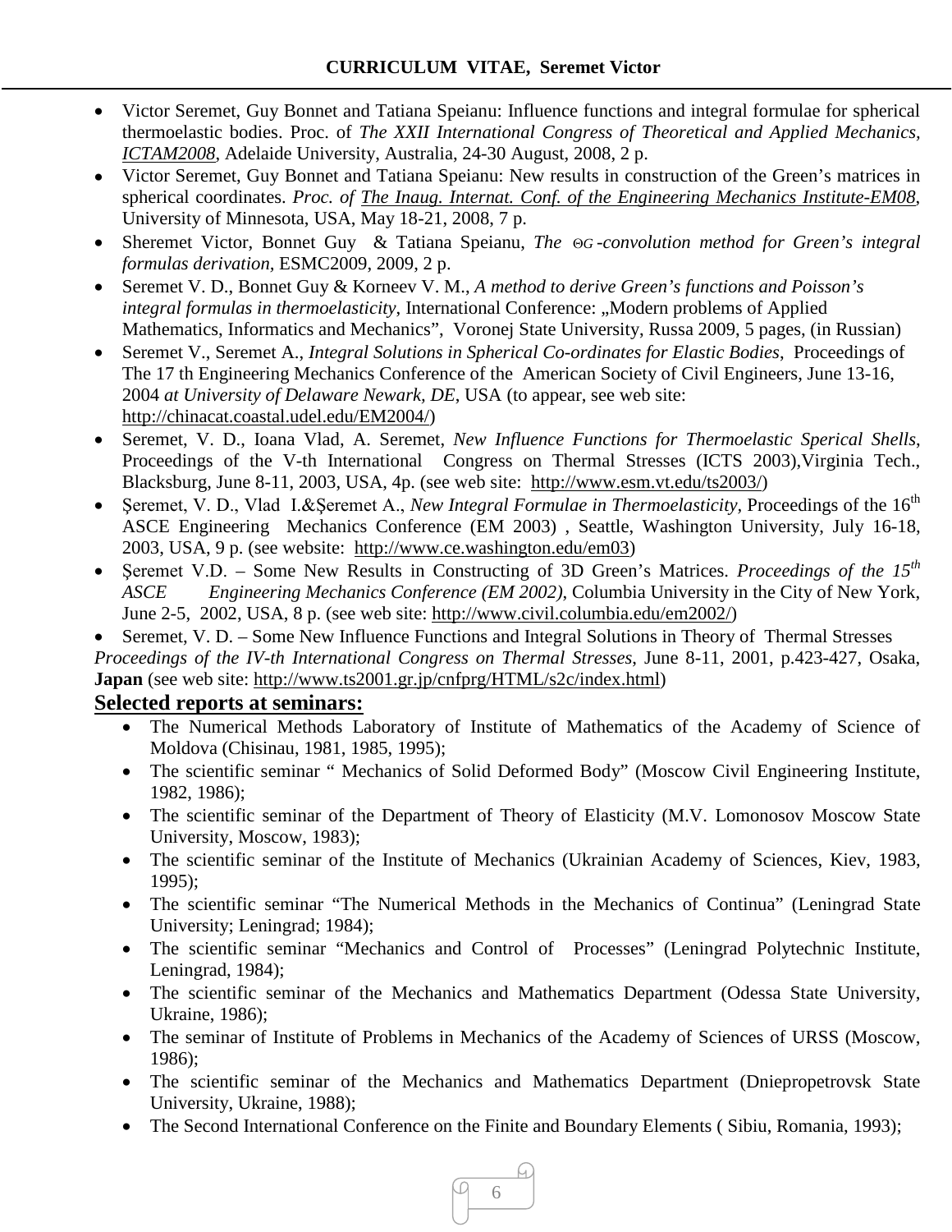- Victor Seremet, Guy Bonnet and Tatiana Speianu: Influence functions and integral formulae for spherical thermoelastic bodies. Proc. of *The XXII International Congress of Theoretical and Applied Mechanics, ICTAM2008*, Adelaide University, Australia, 24-30 August, 2008, 2 p.
- Victor Seremet, Guy Bonnet and Tatiana Speianu: New results in construction of the Green's matrices in spherical coordinates. *Proc. of The Inaug. Internat. Conf. of the Engineering Mechanics Institute-EM08*, University of Minnesota, USA, May 18-21, 2008, 7 p.
- Sheremet Victor, Bonnet Guy & Tatiana Speianu, *The $\Theta G$-convolution method for Green's integral formulas derivation*, ESMC2009, 2009, 2 p.
- Seremet V. D., Bonnet Guy & Korneev V. M., *A method to derive Green's functions and Poisson's integral formulas in thermoelasticity*, International Conference: „Modern problems of Applied Mathematics, Informatics and Mechanics", Voronej State University, Russa 2009, 5 pages, (in Russian)
- Seremet V., Seremet A., *Integral Solutions in Spherical Co-ordinates for Elastic Bodies*, Proceedings of The 17 th Engineering Mechanics Conference of the American Society of Civil Engineers, June 13-16, 2004 *at University of Delaware Newark, DE*, USA (to appear, see web site: http://chinacat.coastal.udel.edu/EM2004/)
- Seremet, V. D., Ioana Vlad, A. Seremet, *New Influence Functions for Thermoelastic Sperical Shells*, Proceedings of the V-th International Congress on Thermal Stresses (ICTS 2003),Virginia Tech., Blacksburg, June 8-11, 2003, USA, 4p. (see web site: http://www.esm.vt.edu/ts2003/)
- Şeremet, V. D., Vlad I.&Şeremet A., *New Integral Formulae in Thermoelasticity*, Proceedings of the 16th ASCE Engineering Mechanics Conference (EM 2003) , Seattle, Washington University, July 16-18, 2003, USA, 9 p. (see website: http://www.ce.washington.edu/em03)
- Şeremet V.D. – Some New Results in Constructing of 3D Green's Matrices. *Proceedings of the 15th ASCE Engineering Mechanics Conference (EM 2002)*, Columbia University in the City of New York, June 2-5, 2002, USA, 8 p. (see web site: http://www.civil.columbia.edu/em2002/)
- Seremet, V. D. – Some New Influence Functions and Integral Solutions in Theory of Thermal Stresses *Proceedings of the IV-th International Congress on Thermal Stresses*, June 8-11, 2001, p.423-427, Osaka, **Japan** (see web site: http://www.ts2001.gr.jp/cnfprg/HTML/s2c/index.html)

## Selected reports at seminars:

- The Numerical Methods Laboratory of Institute of Mathematics of the Academy of Science of Moldova (Chisinau, 1981, 1985, 1995);
- The scientific seminar " Mechanics of Solid Deformed Body" (Moscow Civil Engineering Institute, 1982, 1986);
- The scientific seminar of the Department of Theory of Elasticity (M.V. Lomonosov Moscow State University, Moscow, 1983);
- The scientific seminar of the Institute of Mechanics (Ukrainian Academy of Sciences, Kiev, 1983, 1995);
- The scientific seminar "The Numerical Methods in the Mechanics of Continua" (Leningrad State University; Leningrad; 1984);
- The scientific seminar "Mechanics and Control of Processes" (Leningrad Polytechnic Institute, Leningrad, 1984);
- The scientific seminar of the Mechanics and Mathematics Department (Odessa State University, Ukraine, 1986);
- The seminar of Institute of Problems in Mechanics of the Academy of Sciences of URSS (Moscow, 1986);
- The scientific seminar of the Mechanics and Mathematics Department (Dniepropetrovsk State University, Ukraine, 1988);
- The Second International Conference on the Finite and Boundary Elements ( Sibiu, Romania, 1993);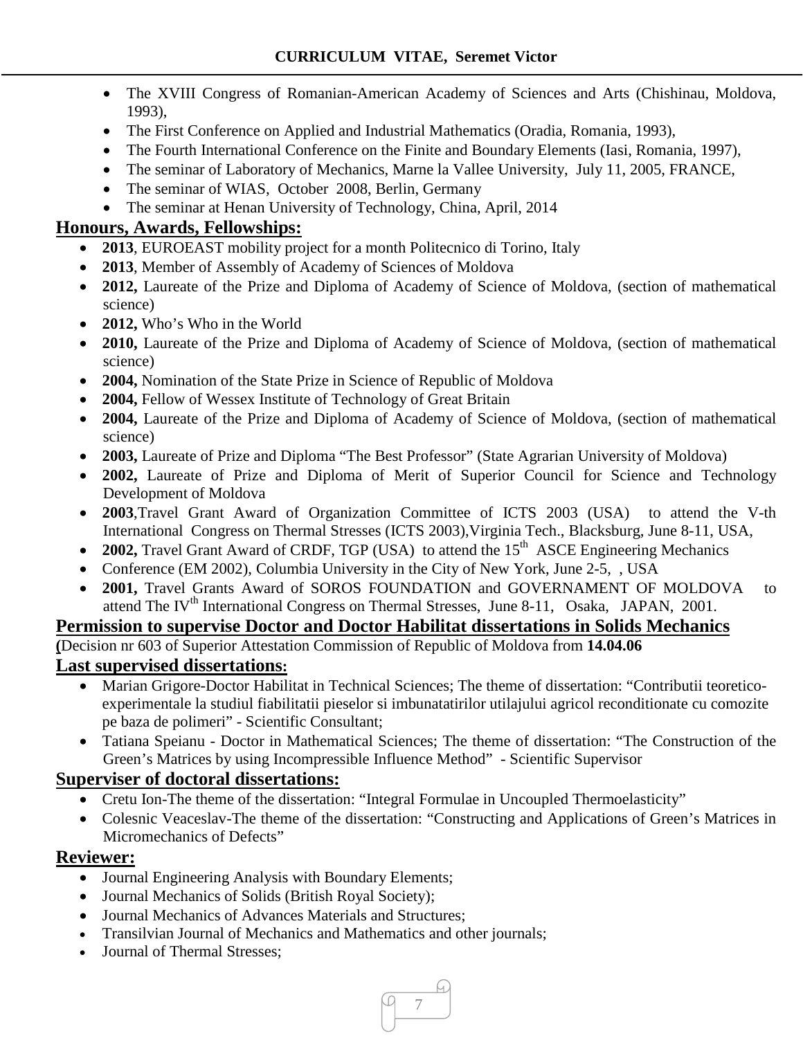- The XVIII Congress of Romanian-American Academy of Sciences and Arts (Chishinau, Moldova, 1993),
- The First Conference on Applied and Industrial Mathematics (Oradia, Romania, 1993),
- The Fourth International Conference on the Finite and Boundary Elements (Iasi, Romania, 1997),
- The seminar of Laboratory of Mechanics, Marne la Vallee University, July 11, 2005, FRANCE,
- The seminar of WIAS, October 2008, Berlin, Germany
- The seminar at Henan University of Technology, China, April, 2014

## Honours, Awards, Fellowships:

- **2013**, EUROEAST mobility project for a month Politecnico di Torino, Italy
- **2013**, Member of Assembly of Academy of Sciences of Moldova
- **2012,** Laureate of the Prize and Diploma of Academy of Science of Moldova, (section of mathematical science)
- **2012,** Who's Who in the World
- **2010,** Laureate of the Prize and Diploma of Academy of Science of Moldova, (section of mathematical science)
- **2004,** Nomination of the State Prize in Science of Republic of Moldova
- **2004,** Fellow of Wessex Institute of Technology of Great Britain
- **2004,** Laureate of the Prize and Diploma of Academy of Science of Moldova, (section of mathematical science)
- **2003,** Laureate of Prize and Diploma "The Best Professor" (State Agrarian University of Moldova)
- **2002,** Laureate of Prize and Diploma of Merit of Superior Council for Science and Technology Development of Moldova
- **2003**,Travel Grant Award of Organization Committee of ICTS 2003 (USA) to attend the V-th International Congress on Thermal Stresses (ICTS 2003),Virginia Tech., Blacksburg, June 8-11, USA,
- **2002,** Travel Grant Award of CRDF, TGP (USA) to attend the 15th ASCE Engineering Mechanics
- Conference (EM 2002), Columbia University in the City of New York, June 2-5, , USA
- **2001,** Travel Grants Award of SOROS FOUNDATION and GOVERNAMENT OF MOLDOVA to attend The IVth International Congress on Thermal Stresses, June 8-11, Osaka, JAPAN, 2001.

## Permission to supervise Doctor and Doctor Habilitat dissertations in Solids Mechanics

**(**Decision nr 603 of Superior Attestation Commission of Republic of Moldova from **14.04.06**

## Last supervised dissertations:

- Marian Grigore-Doctor Habilitat in Technical Sciences; The theme of dissertation: "Contributii teoretico-experimentale la studiul fiabilitatii pieselor si imbunatatirilor utilajului agricol reconditionate cu comozite pe baza de polimeri" - Scientific Consultant;
- Tatiana Speianu - Doctor in Mathematical Sciences; The theme of dissertation: "The Construction of the Green's Matrices by using Incompressible Influence Method" - Scientific Supervisor

## Superviser of doctoral dissertations:

- Cretu Ion-The theme of the dissertation: "Integral Formulae in Uncoupled Thermoelasticity"
- Colesnic Veaceslav-The theme of the dissertation: "Constructing and Applications of Green's Matrices in Micromechanics of Defects"

## Reviewer:

- Journal Engineering Analysis with Boundary Elements;
- Journal Mechanics of Solids (British Royal Society);
- Journal Mechanics of Advances Materials and Structures;
- Transilvian Journal of Mechanics and Mathematics and other journals;
- Journal of Thermal Stresses;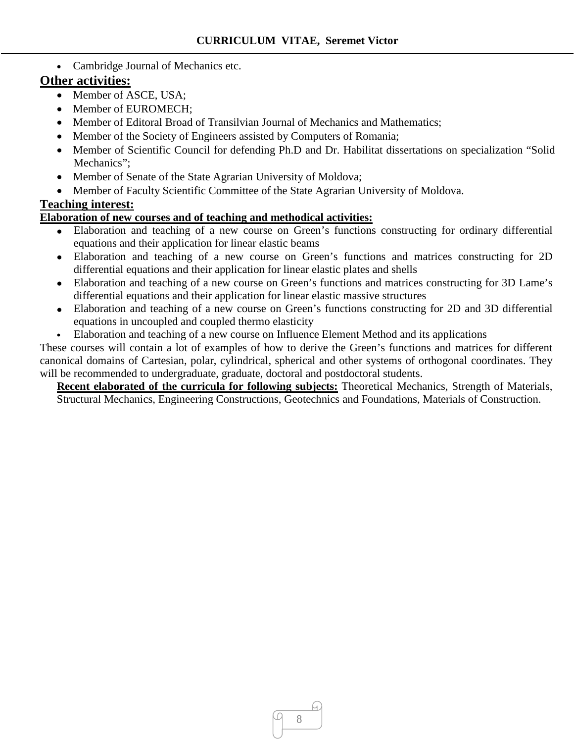- Cambridge Journal of Mechanics etc.

## Other activities:

- Member of ASCE, USA;
- Member of EUROMECH;
- Member of Editoral Broad of Transilvian Journal of Mechanics and Mathematics;
- Member of the Society of Engineers assisted by Computers of Romania;
- Member of Scientific Council for defending Ph.D and Dr. Habilitat dissertations on specialization "Solid Mechanics";
- Member of Senate of the State Agrarian University of Moldova;
- Member of Faculty Scientific Committee of the State Agrarian University of Moldova.

## Teaching interest:

**Elaboration of new courses and of teaching and methodical activities:**

- Elaboration and teaching of a new course on Green's functions constructing for ordinary differential equations and their application for linear elastic beams
- Elaboration and teaching of a new course on Green's functions and matrices constructing for 2D differential equations and their application for linear elastic plates and shells
- Elaboration and teaching of a new course on Green's functions and matrices constructing for 3D Lame's differential equations and their application for linear elastic massive structures
- Elaboration and teaching of a new course on Green's functions constructing for 2D and 3D differential equations in uncoupled and coupled thermo elasticity
- Elaboration and teaching of a new course on Influence Element Method and its applications

These courses will contain a lot of examples of how to derive the Green's functions and matrices for different canonical domains of Cartesian, polar, cylindrical, spherical and other systems of orthogonal coordinates. They will be recommended to undergraduate, graduate, doctoral and postdoctoral students.

**Recent elaborated of the curricula for following subjects:** Theoretical Mechanics, Strength of Materials, Structural Mechanics, Engineering Constructions, Geotechnics and Foundations, Materials of Construction.